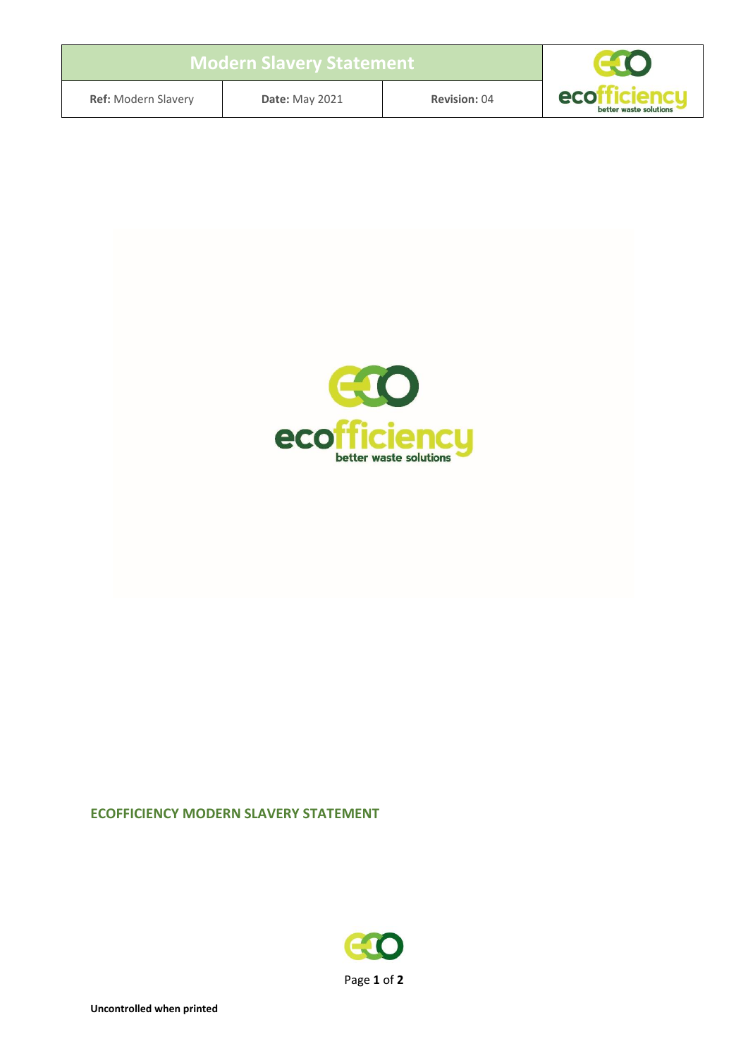| Modern Slavery Statement | | |
| --- | --- | --- |
| **Ref:** Modern Slavery | **Date:** May 2021 | **Revision:** 04 |

## ECOFFICIENCY MODERN SLAVERY STATEMENT

**Uncontrolled when printed**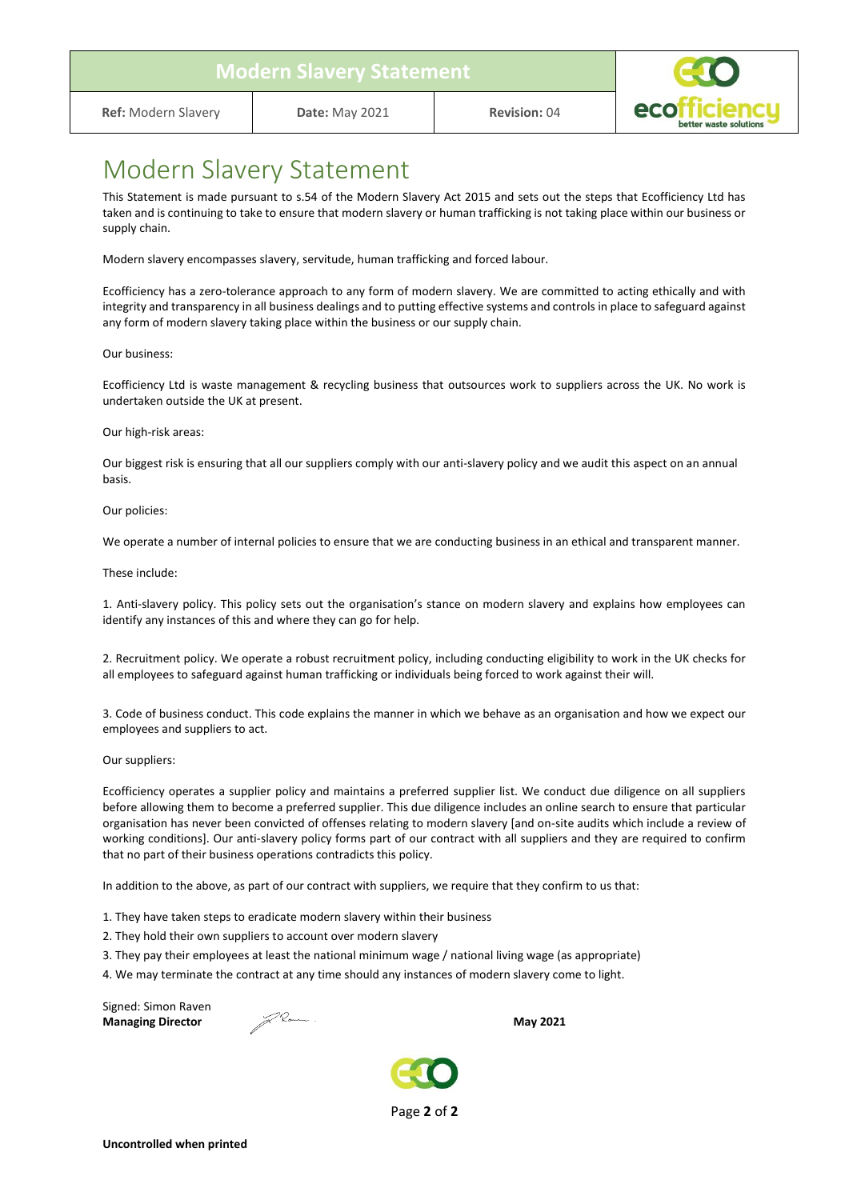# Modern Slavery Statement

This Statement is made pursuant to s.54 of the Modern Slavery Act 2015 and sets out the steps that Ecofficiency Ltd has taken and is continuing to take to ensure that modern slavery or human trafficking is not taking place within our business or supply chain.

Modern slavery encompasses slavery, servitude, human trafficking and forced labour.

Ecofficiency has a zero-tolerance approach to any form of modern slavery. We are committed to acting ethically and with integrity and transparency in all business dealings and to putting effective systems and controls in place to safeguard against any form of modern slavery taking place within the business or our supply chain.

Our business:

Ecofficiency Ltd is waste management & recycling business that outsources work to suppliers across the UK. No work is undertaken outside the UK at present.

Our high-risk areas:

Our biggest risk is ensuring that all our suppliers comply with our anti-slavery policy and we audit this aspect on an annual basis.

Our policies:

We operate a number of internal policies to ensure that we are conducting business in an ethical and transparent manner.

These include:

1. Anti-slavery policy. This policy sets out the organisation's stance on modern slavery and explains how employees can identify any instances of this and where they can go for help.

2. Recruitment policy. We operate a robust recruitment policy, including conducting eligibility to work in the UK checks for all employees to safeguard against human trafficking or individuals being forced to work against their will.

3. Code of business conduct. This code explains the manner in which we behave as an organisation and how we expect our employees and suppliers to act.

Our suppliers:

Ecofficiency operates a supplier policy and maintains a preferred supplier list. We conduct due diligence on all suppliers before allowing them to become a preferred supplier. This due diligence includes an online search to ensure that particular organisation has never been convicted of offenses relating to modern slavery [and on-site audits which include a review of working conditions]. Our anti-slavery policy forms part of our contract with all suppliers and they are required to confirm that no part of their business operations contradicts this policy.

In addition to the above, as part of our contract with suppliers, we require that they confirm to us that:

1. They have taken steps to eradicate modern slavery within their business
2. They hold their own suppliers to account over modern slavery
3. They pay their employees at least the national minimum wage / national living wage (as appropriate)
4. We may terminate the contract at any time should any instances of modern slavery come to light.

Signed: Simon Raven
**Managing Director** **May 2021**

**Uncontrolled when printed**